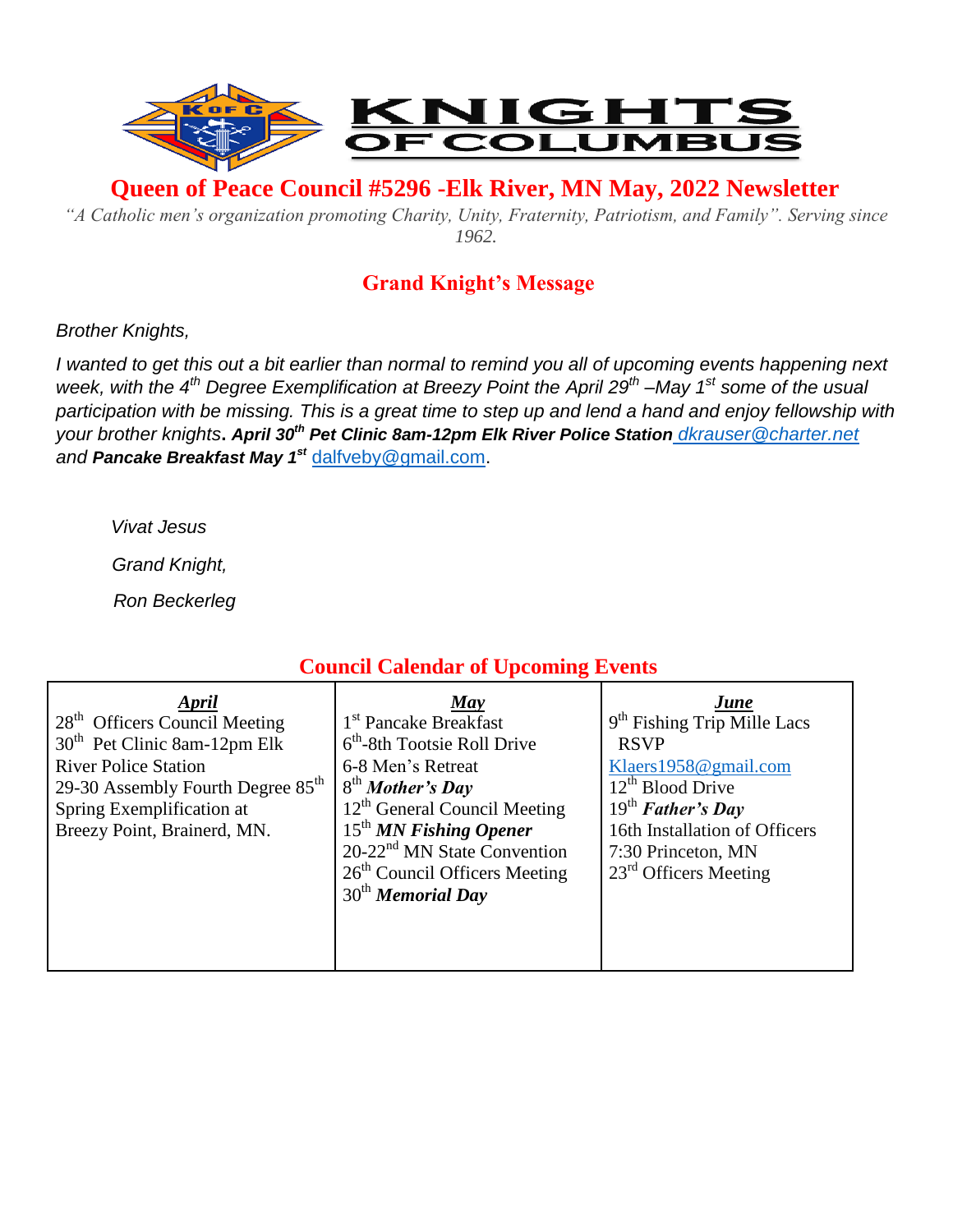# KNIGHTS OF COLUMBUS

## Queen of Peace Council #5296 -Elk River, MN May, 2022 Newsletter

*"A Catholic men's organization promoting Charity, Unity, Fraternity, Patriotism, and Family". Serving since 1962.*

## Grand Knight's Message

*Brother Knights,*

*I wanted to get this out a bit earlier than normal to remind you all of upcoming events happening next week, with the 4th Degree Exemplification at Breezy Point the April 29th –May 1st some of the usual participation with be missing. This is a great time to step up and lend a hand and enjoy fellowship with your brother knights*. ***April 30th Pet Clinic 8am-12pm Elk River Police Station** dkrauser@charter.net and **Pancake Breakfast May 1st*** dalfveby@gmail.com.

*Vivat Jesus*

*Grand Knight,*

*Ron Beckerleg*

## Council Calendar of Upcoming Events

| ***April*** | ***May*** | ***June*** |
|---|---|---|
| 28th Officers Council Meeting<br>30th Pet Clinic 8am-12pm Elk River Police Station<br>29-30 Assembly Fourth Degree 85th Spring Exemplification at Breezy Point, Brainerd, MN. | 1st Pancake Breakfast<br>6th-8th Tootsie Roll Drive<br>6-8 Men's Retreat<br>8th ***Mother's Day***<br>12th General Council Meeting<br>15th ***MN Fishing Opener***<br>20-22nd MN State Convention<br>26th Council Officers Meeting<br>30th ***Memorial Day*** | 9th Fishing Trip Mille Lacs RSVP<br>Klaers1958@gmail.com<br>12th Blood Drive<br>19th ***Father's Day***<br>16th Installation of Officers 7:30 Princeton, MN<br>23rd Officers Meeting |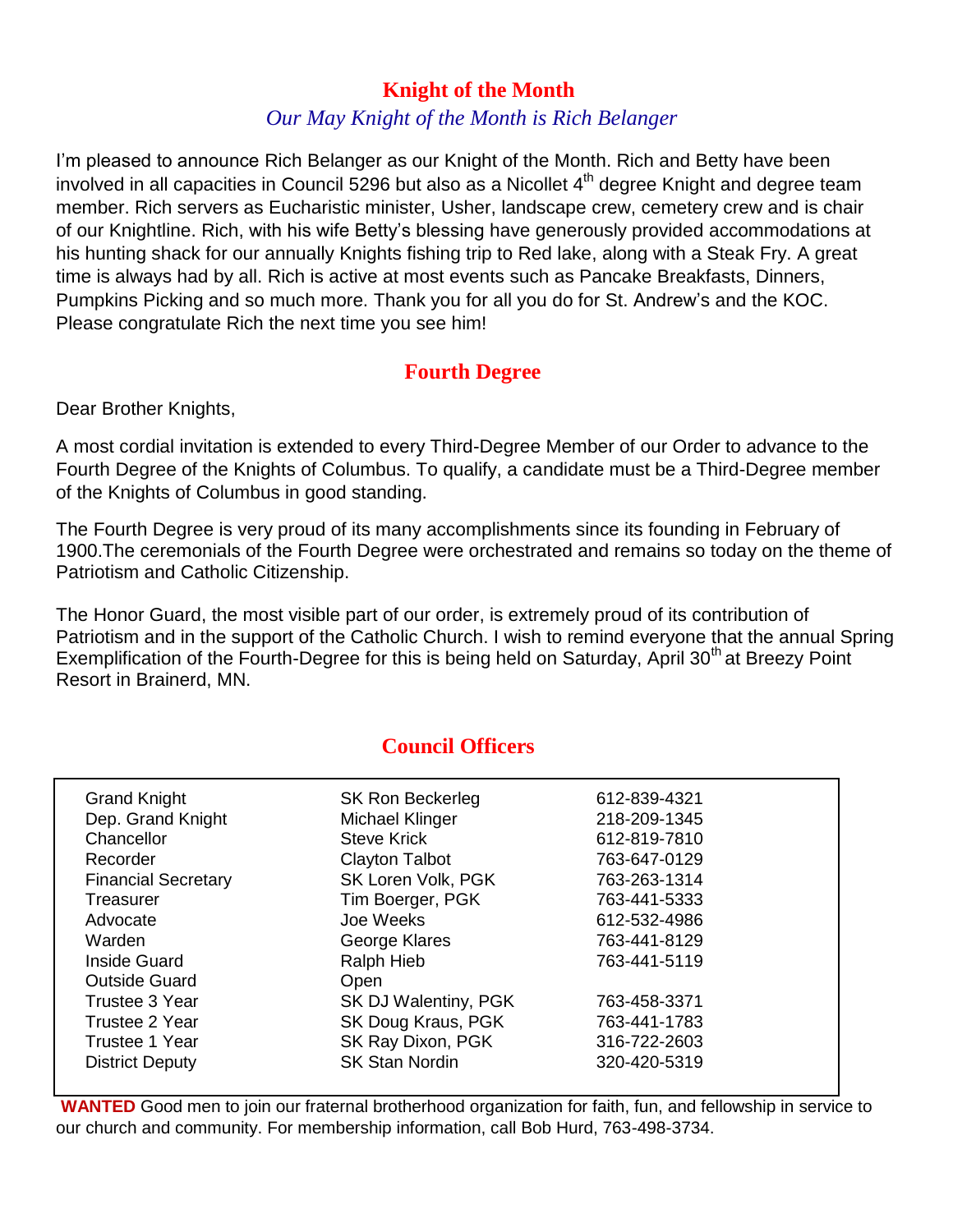## Knight of the Month

*Our May Knight of the Month is Rich Belanger*

I'm pleased to announce Rich Belanger as our Knight of the Month. Rich and Betty have been involved in all capacities in Council 5296 but also as a Nicollet 4th degree Knight and degree team member. Rich servers as Eucharistic minister, Usher, landscape crew, cemetery crew and is chair of our Knightline. Rich, with his wife Betty's blessing have generously provided accommodations at his hunting shack for our annually Knights fishing trip to Red lake, along with a Steak Fry. A great time is always had by all. Rich is active at most events such as Pancake Breakfasts, Dinners, Pumpkins Picking and so much more. Thank you for all you do for St. Andrew's and the KOC. Please congratulate Rich the next time you see him!

## Fourth Degree

Dear Brother Knights,

A most cordial invitation is extended to every Third-Degree Member of our Order to advance to the Fourth Degree of the Knights of Columbus. To qualify, a candidate must be a Third-Degree member of the Knights of Columbus in good standing.

The Fourth Degree is very proud of its many accomplishments since its founding in February of 1900.The ceremonials of the Fourth Degree were orchestrated and remains so today on the theme of Patriotism and Catholic Citizenship.

The Honor Guard, the most visible part of our order, is extremely proud of its contribution of Patriotism and in the support of the Catholic Church. I wish to remind everyone that the annual Spring Exemplification of the Fourth-Degree for this is being held on Saturday, April 30th at Breezy Point Resort in Brainerd, MN.

## Council Officers

| | | |
|---|---|---|
| Grand Knight | SK Ron Beckerleg | 612-839-4321 |
| Dep. Grand Knight | Michael Klinger | 218-209-1345 |
| Chancellor | Steve Krick | 612-819-7810 |
| Recorder | Clayton Talbot | 763-647-0129 |
| Financial Secretary | SK Loren Volk, PGK | 763-263-1314 |
| Treasurer | Tim Boerger, PGK | 763-441-5333 |
| Advocate | Joe Weeks | 612-532-4986 |
| Warden | George Klares | 763-441-8129 |
| Inside Guard | Ralph Hieb | 763-441-5119 |
| Outside Guard | Open | |
| Trustee 3 Year | SK DJ Walentiny, PGK | 763-458-3371 |
| Trustee 2 Year | SK Doug Kraus, PGK | 763-441-1783 |
| Trustee 1 Year | SK Ray Dixon, PGK | 316-722-2603 |
| District Deputy | SK Stan Nordin | 320-420-5319 |

**WANTED** Good men to join our fraternal brotherhood organization for faith, fun, and fellowship in service to our church and community. For membership information, call Bob Hurd, 763-498-3734.